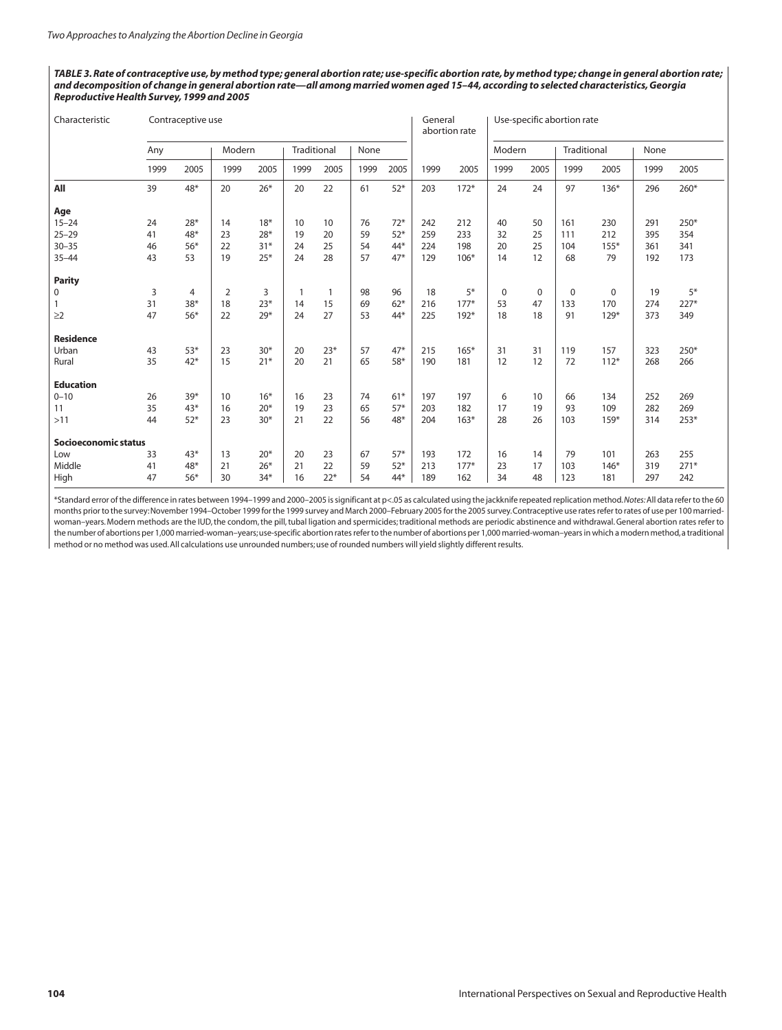**TABLE 3. Rate of contraceptive use, by method type; general abortion rate; use-specific abortion rate, by method type; change in general abortion rate; and decomposition of change in general abortion rate—all among married women aged 15–44, according to selected characteristics, Georgia Reproductive Health Survey, 1999 and 2005**

| Characteristic | Contraceptive use | | | | | | | | General abortion rate | | Use-specific abortion rate | | | | | |
|---|---|---|---|---|---|---|---|---|---|---|---|---|---|---|---|---|
| | Any | | Modern | | Traditional | | None | | | | Modern | | Traditional | | None | |
| | 1999 | 2005 | 1999 | 2005 | 1999 | 2005 | 1999 | 2005 | 1999 | 2005 | 1999 | 2005 | 1999 | 2005 | 1999 | 2005 |
| **All** | 39 | 48* | 20 | 26* | 20 | 22 | 61 | 52* | 203 | 172* | 24 | 24 | 97 | 136* | 296 | 260* |
| **Age** | | | | | | | | | | | | | | | | |
| 15–24 | 24 | 28* | 14 | 18* | 10 | 10 | 76 | 72* | 242 | 212 | 40 | 50 | 161 | 230 | 291 | 250* |
| 25–29 | 41 | 48* | 23 | 28* | 19 | 20 | 59 | 52* | 259 | 233 | 32 | 25 | 111 | 212 | 395 | 354 |
| 30–35 | 46 | 56* | 22 | 31* | 24 | 25 | 54 | 44* | 224 | 198 | 20 | 25 | 104 | 155* | 361 | 341 |
| 35–44 | 43 | 53 | 19 | 25* | 24 | 28 | 57 | 47* | 129 | 106* | 14 | 12 | 68 | 79 | 192 | 173 |
| **Parity** | | | | | | | | | | | | | | | | |
| 0 | 3 | 4 | 2 | 3 | 1 | 1 | 98 | 96 | 18 | 5* | 0 | 0 | 0 | 0 | 19 | 5* |
| 1 | 31 | 38* | 18 | 23* | 14 | 15 | 69 | 62* | 216 | 177* | 53 | 47 | 133 | 170 | 274 | 227* |
| ≥2 | 47 | 56* | 22 | 29* | 24 | 27 | 53 | 44* | 225 | 192* | 18 | 18 | 91 | 129* | 373 | 349 |
| **Residence** | | | | | | | | | | | | | | | | |
| Urban | 43 | 53* | 23 | 30* | 20 | 23* | 57 | 47* | 215 | 165* | 31 | 31 | 119 | 157 | 323 | 250* |
| Rural | 35 | 42* | 15 | 21* | 20 | 21 | 65 | 58* | 190 | 181 | 12 | 12 | 72 | 112* | 268 | 266 |
| **Education** | | | | | | | | | | | | | | | | |
| 0–10 | 26 | 39* | 10 | 16* | 16 | 23 | 74 | 61* | 197 | 197 | 6 | 10 | 66 | 134 | 252 | 269 |
| 11 | 35 | 43* | 16 | 20* | 19 | 23 | 65 | 57* | 203 | 182 | 17 | 19 | 93 | 109 | 282 | 269 |
| >11 | 44 | 52* | 23 | 30* | 21 | 22 | 56 | 48* | 204 | 163* | 28 | 26 | 103 | 159* | 314 | 253* |
| **Socioeconomic status** | | | | | | | | | | | | | | | | |
| Low | 33 | 43* | 13 | 20* | 20 | 23 | 67 | 57* | 193 | 172 | 16 | 14 | 79 | 101 | 263 | 255 |
| Middle | 41 | 48* | 21 | 26* | 21 | 22 | 59 | 52* | 213 | 177* | 23 | 17 | 103 | 146* | 319 | 271* |
| High | 47 | 56* | 30 | 34* | 16 | 22* | 54 | 44* | 189 | 162 | 34 | 48 | 123 | 181 | 297 | 242 |

*Standard error of the difference in rates between 1994–1999 and 2000–2005 is significant at p<.05 as calculated using the jackknife repeated replication method. *Notes:* All data refer to the 60 months prior to the survey: November 1994–October 1999 for the 1999 survey and March 2000–February 2005 for the 2005 survey. Contraceptive use rates refer to rates of use per 100 married-woman–years. Modern methods are the IUD, the condom, the pill, tubal ligation and spermicides; traditional methods are periodic abstinence and withdrawal. General abortion rates refer to the number of abortions per 1,000 married-woman–years; use-specific abortion rates refer to the number of abortions per 1,000 married-woman–years in which a modern method, a traditional method or no method was used. All calculations use unrounded numbers; use of rounded numbers will yield slightly different results.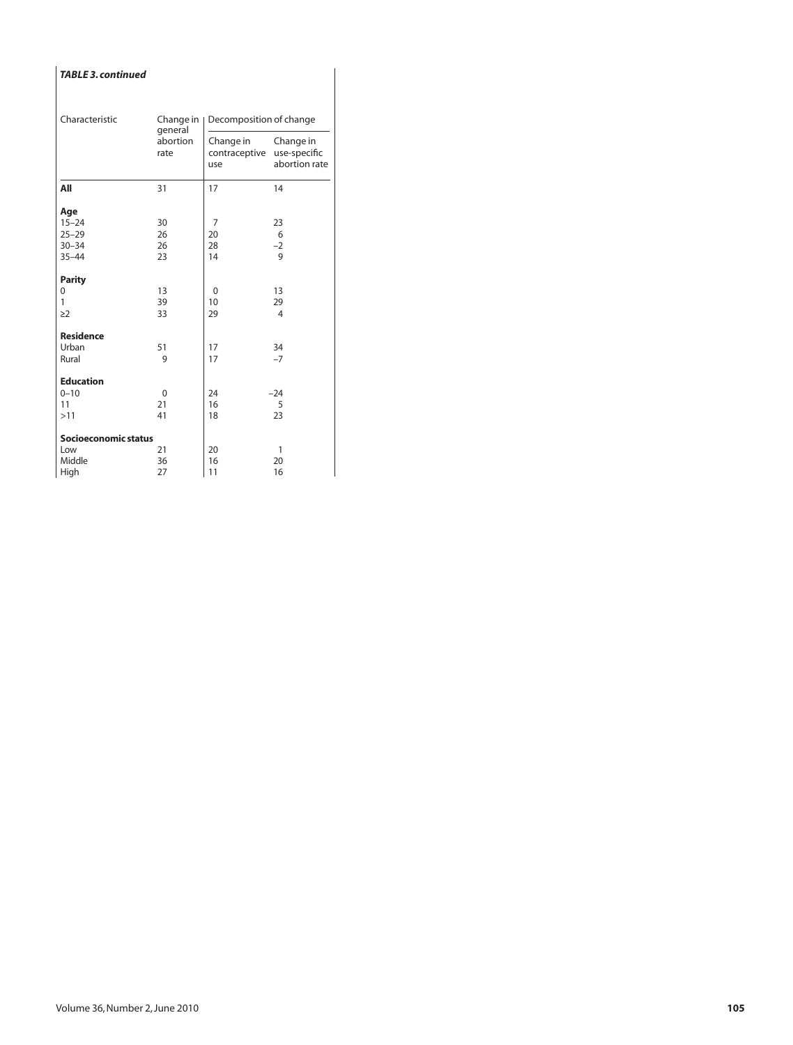***TABLE 3. continued***

| Characteristic | Change in general abortion rate | Decomposition of change | |
|---|---|---|---|
| | | Change in contraceptive use | Change in use-specific abortion rate |
| **All** | 31 | 17 | 14 |
| **Age** | | | |
| 15–24 | 30 | 7 | 23 |
| 25–29 | 26 | 20 | 6 |
| 30–34 | 26 | 28 | –2 |
| 35–44 | 23 | 14 | 9 |
| **Parity** | | | |
| 0 | 13 | 0 | 13 |
| 1 | 39 | 10 | 29 |
| ≥2 | 33 | 29 | 4 |
| **Residence** | | | |
| Urban | 51 | 17 | 34 |
| Rural | 9 | 17 | –7 |
| **Education** | | | |
| 0–10 | 0 | 24 | –24 |
| 11 | 21 | 16 | 5 |
| >11 | 41 | 18 | 23 |
| **Socioeconomic status** | | | |
| Low | 21 | 20 | 1 |
| Middle | 36 | 16 | 20 |
| High | 27 | 11 | 16 |